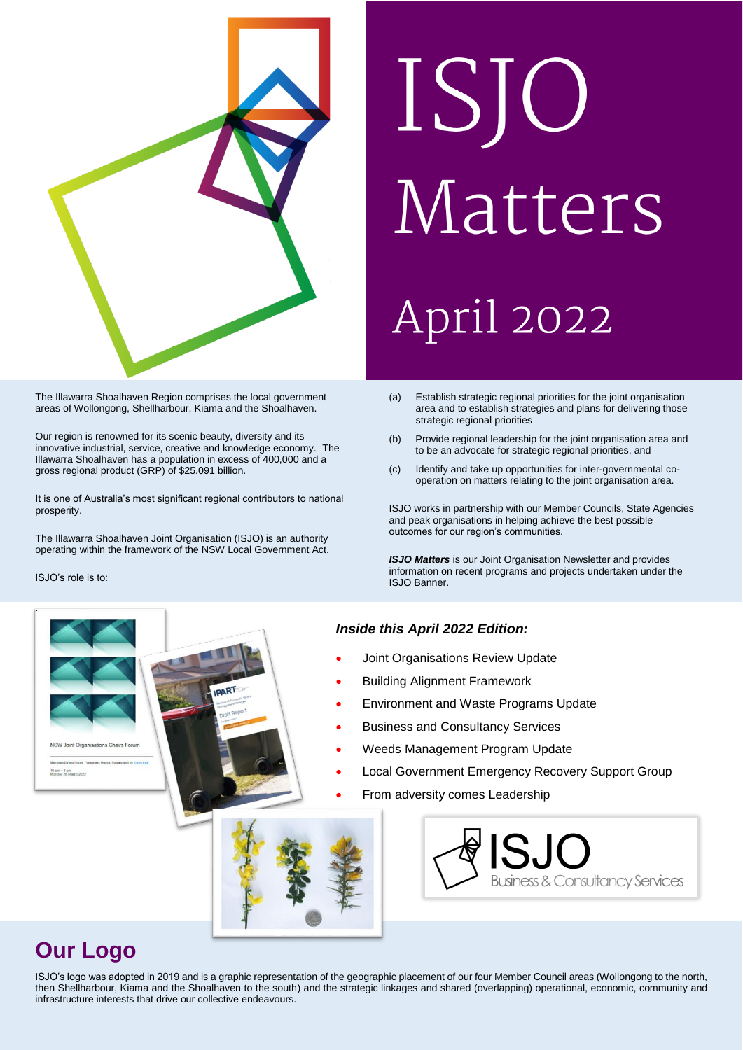# ISJO Matters

## April 2022

The Illawarra Shoalhaven Region comprises the local government areas of Wollongong, Shellharbour, Kiama and the Shoalhaven.

Our region is renowned for its scenic beauty, diversity and its innovative industrial, service, creative and knowledge economy. The Illawarra Shoalhaven has a population in excess of 400,000 and a gross regional product (GRP) of $25.091 billion.

It is one of Australia's most significant regional contributors to national prosperity.

The Illawarra Shoalhaven Joint Organisation (ISJO) is an authority operating within the framework of the NSW Local Government Act.

ISJO's role is to:

(a) Establish strategic regional priorities for the joint organisation area and to establish strategies and plans for delivering those strategic regional priorities

(b) Provide regional leadership for the joint organisation area and to be an advocate for strategic regional priorities, and

(c) Identify and take up opportunities for inter-governmental co-operation on matters relating to the joint organisation area.

ISJO works in partnership with our Member Councils, State Agencies and peak organisations in helping achieve the best possible outcomes for our region's communities.

***ISJO Matters*** is our Joint Organisation Newsletter and provides information on recent programs and projects undertaken under the ISJO Banner.

### *Inside this April 2022 Edition:*

- Joint Organisations Review Update
- Building Alignment Framework
- Environment and Waste Programs Update
- Business and Consultancy Services
- Weeds Management Program Update
- Local Government Emergency Recovery Support Group
- From adversity comes Leadership

## Our Logo

ISJO's logo was adopted in 2019 and is a graphic representation of the geographic placement of our four Member Council areas (Wollongong to the north, then Shellharbour, Kiama and the Shoalhaven to the south) and the strategic linkages and shared (overlapping) operational, economic, community and infrastructure interests that drive our collective endeavours.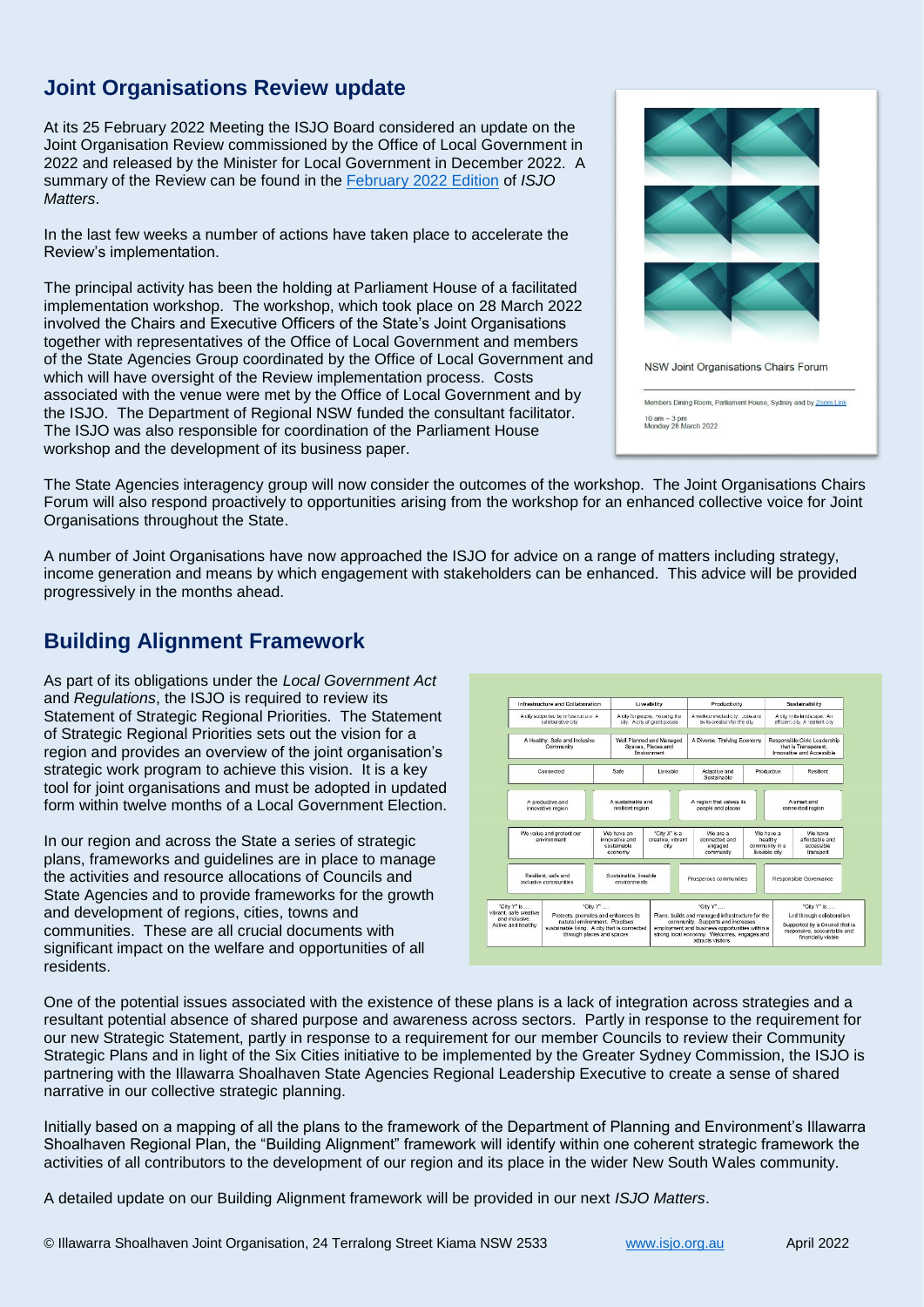## Joint Organisations Review update

At its 25 February 2022 Meeting the ISJO Board considered an update on the Joint Organisation Review commissioned by the Office of Local Government in 2022 and released by the Minister for Local Government in December 2022. A summary of the Review can be found in the [February 2022 Edition](#) of *ISJO Matters*.

In the last few weeks a number of actions have taken place to accelerate the Review's implementation.

The principal activity has been the holding at Parliament House of a facilitated implementation workshop. The workshop, which took place on 28 March 2022 involved the Chairs and Executive Officers of the State's Joint Organisations together with representatives of the Office of Local Government and members of the State Agencies Group coordinated by the Office of Local Government and which will have oversight of the Review implementation process. Costs associated with the venue were met by the Office of Local Government and by the ISJO. The Department of Regional NSW funded the consultant facilitator. The ISJO was also responsible for coordination of the Parliament House workshop and the development of its business paper.

NSW Joint Organisations Chairs Forum

Members Dining Room, Parliament House, Sydney and by Zoom Link

10 am – 3 pm
Monday 28 March 2022

The State Agencies interagency group will now consider the outcomes of the workshop. The Joint Organisations Chairs Forum will also respond proactively to opportunities arising from the workshop for an enhanced collective voice for Joint Organisations throughout the State.

A number of Joint Organisations have now approached the ISJO for advice on a range of matters including strategy, income generation and means by which engagement with stakeholders can be enhanced. This advice will be provided progressively in the months ahead.

## Building Alignment Framework

As part of its obligations under the *Local Government Act* and *Regulations*, the ISJO is required to review its Statement of Strategic Regional Priorities. The Statement of Strategic Regional Priorities sets out the vision for a region and provides an overview of the joint organisation's strategic work program to achieve this vision. It is a key tool for joint organisations and must be adopted in updated form within twelve months of a Local Government Election.

In our region and across the State a series of strategic plans, frameworks and guidelines are in place to manage the activities and resource allocations of Councils and State Agencies and to provide frameworks for the growth and development of regions, cities, towns and communities. These are all crucial documents with significant impact on the welfare and opportunities of all residents.

One of the potential issues associated with the existence of these plans is a lack of integration across strategies and a resultant potential absence of shared purpose and awareness across sectors. Partly in response to the requirement for our new Strategic Statement, partly in response to a requirement for our member Councils to review their Community Strategic Plans and in light of the Six Cities initiative to be implemented by the Greater Sydney Commission, the ISJO is partnering with the Illawarra Shoalhaven State Agencies Regional Leadership Executive to create a sense of shared narrative in our collective strategic planning.

Initially based on a mapping of all the plans to the framework of the Department of Planning and Environment's Illawarra Shoalhaven Regional Plan, the "Building Alignment" framework will identify within one coherent strategic framework the activities of all contributors to the development of our region and its place in the wider New South Wales community.

A detailed update on our Building Alignment framework will be provided in our next *ISJO Matters*.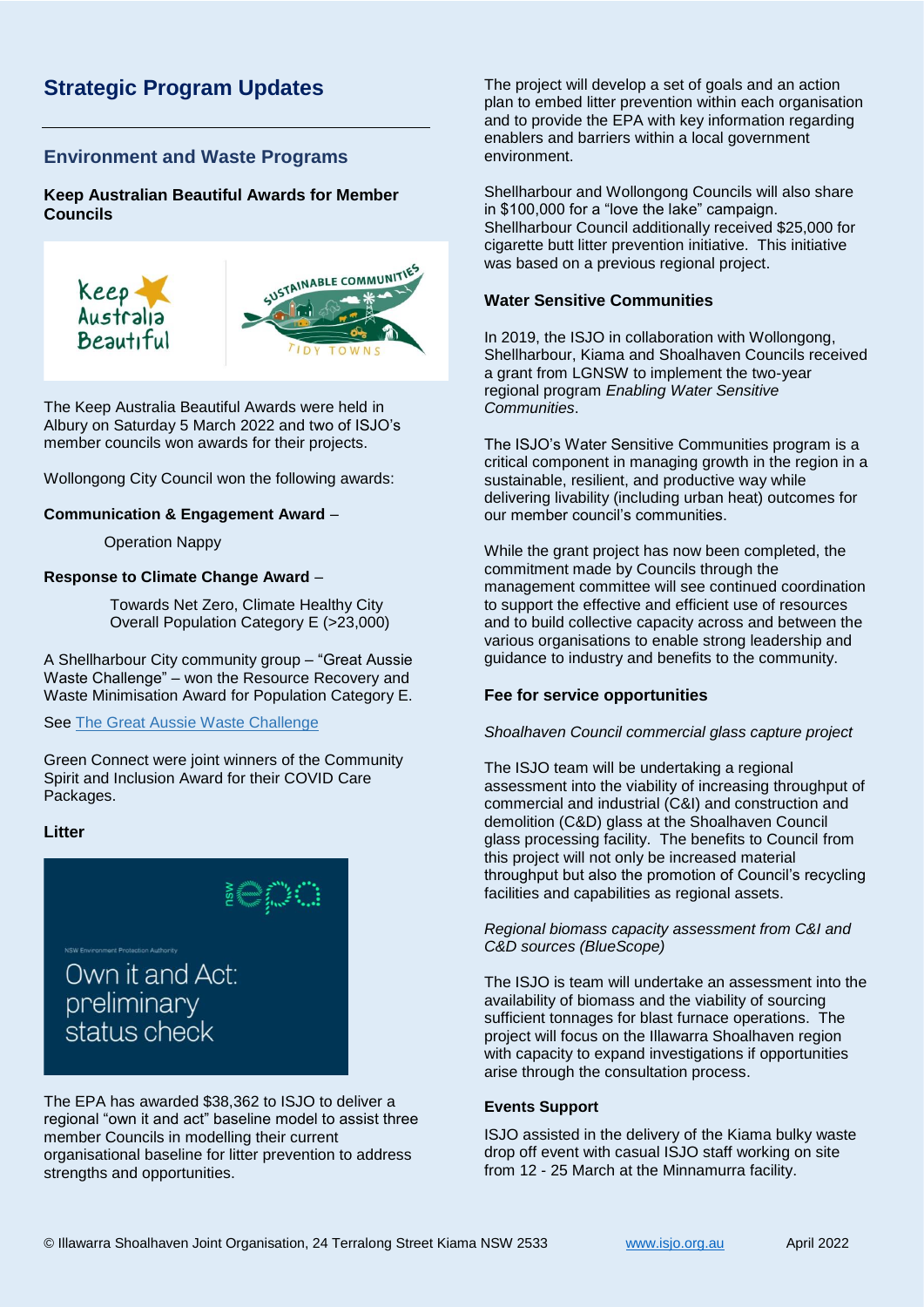# Strategic Program Updates

## Environment and Waste Programs

### Keep Australian Beautiful Awards for Member Councils

The Keep Australia Beautiful Awards were held in Albury on Saturday 5 March 2022 and two of ISJO's member councils won awards for their projects.

Wollongong City Council won the following awards:

**Communication & Engagement Award** –

Operation Nappy

**Response to Climate Change Award** –

Towards Net Zero, Climate Healthy City Overall Population Category E (>23,000)

A Shellharbour City community group – "Great Aussie Waste Challenge" – won the Resource Recovery and Waste Minimisation Award for Population Category E.

See [The Great Aussie Waste Challenge]()

Green Connect were joint winners of the Community Spirit and Inclusion Award for their COVID Care Packages.

### Litter

The EPA has awarded $38,362 to ISJO to deliver a regional "own it and act" baseline model to assist three member Councils in modelling their current organisational baseline for litter prevention to address strengths and opportunities.

The project will develop a set of goals and an action plan to embed litter prevention within each organisation and to provide the EPA with key information regarding enablers and barriers within a local government environment.

Shellharbour and Wollongong Councils will also share in $100,000 for a "love the lake" campaign. Shellharbour Council additionally received $25,000 for cigarette butt litter prevention initiative. This initiative was based on a previous regional project.

### Water Sensitive Communities

In 2019, the ISJO in collaboration with Wollongong, Shellharbour, Kiama and Shoalhaven Councils received a grant from LGNSW to implement the two-year regional program *Enabling Water Sensitive Communities*.

The ISJO's Water Sensitive Communities program is a critical component in managing growth in the region in a sustainable, resilient, and productive way while delivering livability (including urban heat) outcomes for our member council's communities.

While the grant project has now been completed, the commitment made by Councils through the management committee will see continued coordination to support the effective and efficient use of resources and to build collective capacity across and between the various organisations to enable strong leadership and guidance to industry and benefits to the community.

### Fee for service opportunities

*Shoalhaven Council commercial glass capture project*

The ISJO team will be undertaking a regional assessment into the viability of increasing throughput of commercial and industrial (C&I) and construction and demolition (C&D) glass at the Shoalhaven Council glass processing facility. The benefits to Council from this project will not only be increased material throughput but also the promotion of Council's recycling facilities and capabilities as regional assets.

*Regional biomass capacity assessment from C&I and C&D sources (BlueScope)*

The ISJO is team will undertake an assessment into the availability of biomass and the viability of sourcing sufficient tonnages for blast furnace operations. The project will focus on the Illawarra Shoalhaven region with capacity to expand investigations if opportunities arise through the consultation process.

### Events Support

ISJO assisted in the delivery of the Kiama bulky waste drop off event with casual ISJO staff working on site from 12 - 25 March at the Minnamurra facility.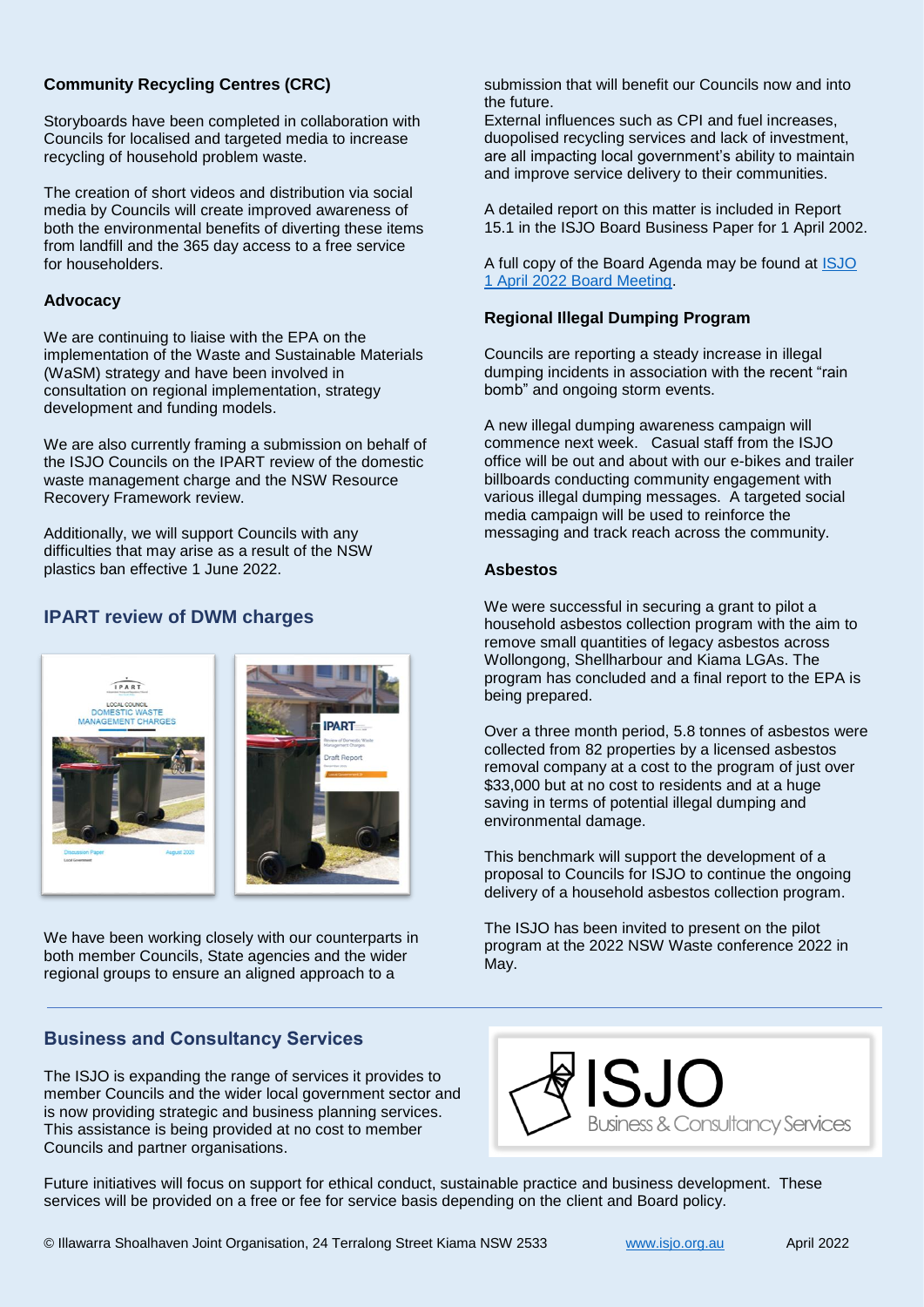### Community Recycling Centres (CRC)

Storyboards have been completed in collaboration with Councils for localised and targeted media to increase recycling of household problem waste.

The creation of short videos and distribution via social media by Councils will create improved awareness of both the environmental benefits of diverting these items from landfill and the 365 day access to a free service for householders.

### Advocacy

We are continuing to liaise with the EPA on the implementation of the Waste and Sustainable Materials (WaSM) strategy and have been involved in consultation on regional implementation, strategy development and funding models.

We are also currently framing a submission on behalf of the ISJO Councils on the IPART review of the domestic waste management charge and the NSW Resource Recovery Framework review.

Additionally, we will support Councils with any difficulties that may arise as a result of the NSW plastics ban effective 1 June 2022.

## IPART review of DWM charges

We have been working closely with our counterparts in both member Councils, State agencies and the wider regional groups to ensure an aligned approach to a submission that will benefit our Councils now and into the future.

External influences such as CPI and fuel increases, duopolised recycling services and lack of investment, are all impacting local government's ability to maintain and improve service delivery to their communities.

A detailed report on this matter is included in Report 15.1 in the ISJO Board Business Paper for 1 April 2002.

A full copy of the Board Agenda may be found at [ISJO 1 April 2022 Board Meeting](ISJO 1 April 2022 Board Meeting).

### Regional Illegal Dumping Program

Councils are reporting a steady increase in illegal dumping incidents in association with the recent "rain bomb" and ongoing storm events.

A new illegal dumping awareness campaign will commence next week. Casual staff from the ISJO office will be out and about with our e-bikes and trailer billboards conducting community engagement with various illegal dumping messages. A targeted social media campaign will be used to reinforce the messaging and track reach across the community.

### Asbestos

We were successful in securing a grant to pilot a household asbestos collection program with the aim to remove small quantities of legacy asbestos across Wollongong, Shellharbour and Kiama LGAs. The program has concluded and a final report to the EPA is being prepared.

Over a three month period, 5.8 tonnes of asbestos were collected from 82 properties by a licensed asbestos removal company at a cost to the program of just over $33,000 but at no cost to residents and at a huge saving in terms of potential illegal dumping and environmental damage.

This benchmark will support the development of a proposal to Councils for ISJO to continue the ongoing delivery of a household asbestos collection program.

The ISJO has been invited to present on the pilot program at the 2022 NSW Waste conference 2022 in May.

## Business and Consultancy Services

The ISJO is expanding the range of services it provides to member Councils and the wider local government sector and is now providing strategic and business planning services. This assistance is being provided at no cost to member Councils and partner organisations.

Future initiatives will focus on support for ethical conduct, sustainable practice and business development. These services will be provided on a free or fee for service basis depending on the client and Board policy.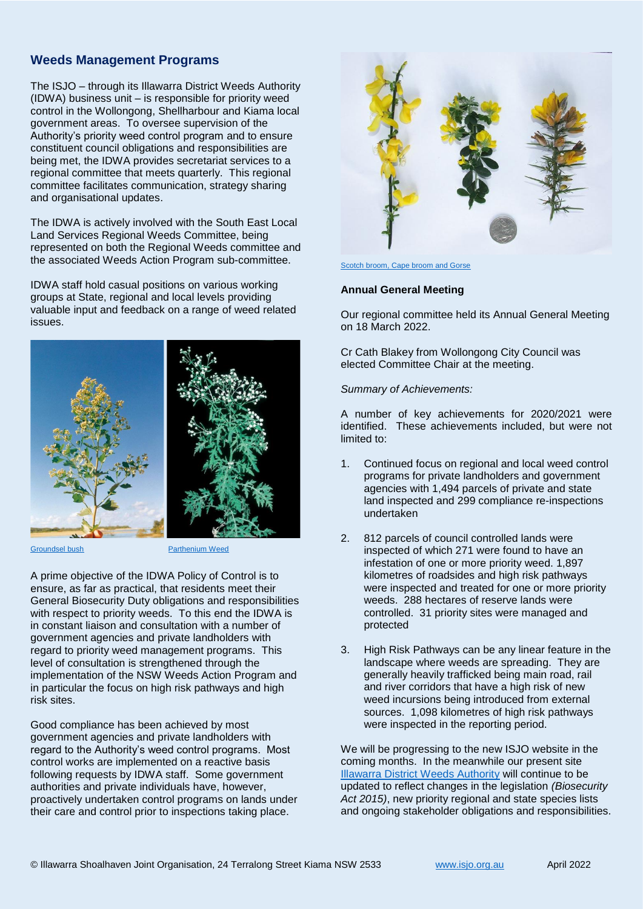## Weeds Management Programs

The ISJO – through its Illawarra District Weeds Authority (IDWA) business unit – is responsible for priority weed control in the Wollongong, Shellharbour and Kiama local government areas. To oversee supervision of the Authority's priority weed control program and to ensure constituent council obligations and responsibilities are being met, the IDWA provides secretariat services to a regional committee that meets quarterly. This regional committee facilitates communication, strategy sharing and organisational updates.

The IDWA is actively involved with the South East Local Land Services Regional Weeds Committee, being represented on both the Regional Weeds committee and the associated Weeds Action Program sub-committee.

IDWA staff hold casual positions on various working groups at State, regional and local levels providing valuable input and feedback on a range of weed related issues.

Groundsel bush

Parthenium Weed

A prime objective of the IDWA Policy of Control is to ensure, as far as practical, that residents meet their General Biosecurity Duty obligations and responsibilities with respect to priority weeds. To this end the IDWA is in constant liaison and consultation with a number of government agencies and private landholders with regard to priority weed management programs. This level of consultation is strengthened through the implementation of the NSW Weeds Action Program and in particular the focus on high risk pathways and high risk sites.

Good compliance has been achieved by most government agencies and private landholders with regard to the Authority's weed control programs. Most control works are implemented on a reactive basis following requests by IDWA staff. Some government authorities and private individuals have, however, proactively undertaken control programs on lands under their care and control prior to inspections taking place.

Scotch broom, Cape broom and Gorse

**Annual General Meeting**

Our regional committee held its Annual General Meeting on 18 March 2022.

Cr Cath Blakey from Wollongong City Council was elected Committee Chair at the meeting.

*Summary of Achievements:*

A number of key achievements for 2020/2021 were identified. These achievements included, but were not limited to:

1. Continued focus on regional and local weed control programs for private landholders and government agencies with 1,494 parcels of private and state land inspected and 299 compliance re-inspections undertaken
2. 812 parcels of council controlled lands were inspected of which 271 were found to have an infestation of one or more priority weed. 1,897 kilometres of roadsides and high risk pathways were inspected and treated for one or more priority weeds. 288 hectares of reserve lands were controlled. 31 priority sites were managed and protected
3. High Risk Pathways can be any linear feature in the landscape where weeds are spreading. They are generally heavily trafficked being main road, rail and river corridors that have a high risk of new weed incursions being introduced from external sources. 1,098 kilometres of high risk pathways were inspected in the reporting period.

We will be progressing to the new ISJO website in the coming months. In the meanwhile our present site Illawarra District Weeds Authority will continue to be updated to reflect changes in the legislation *(Biosecurity Act 2015)*, new priority regional and state species lists and ongoing stakeholder obligations and responsibilities.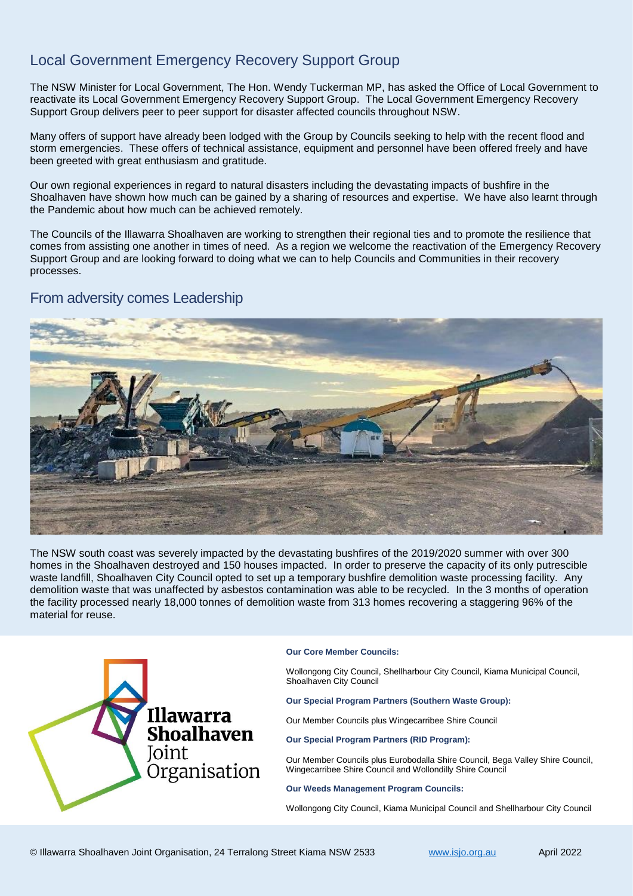## Local Government Emergency Recovery Support Group

The NSW Minister for Local Government, The Hon. Wendy Tuckerman MP, has asked the Office of Local Government to reactivate its Local Government Emergency Recovery Support Group. The Local Government Emergency Recovery Support Group delivers peer to peer support for disaster affected councils throughout NSW.

Many offers of support have already been lodged with the Group by Councils seeking to help with the recent flood and storm emergencies. These offers of technical assistance, equipment and personnel have been offered freely and have been greeted with great enthusiasm and gratitude.

Our own regional experiences in regard to natural disasters including the devastating impacts of bushfire in the Shoalhaven have shown how much can be gained by a sharing of resources and expertise. We have also learnt through the Pandemic about how much can be achieved remotely.

The Councils of the Illawarra Shoalhaven are working to strengthen their regional ties and to promote the resilience that comes from assisting one another in times of need. As a region we welcome the reactivation of the Emergency Recovery Support Group and are looking forward to doing what we can to help Councils and Communities in their recovery processes.

## From adversity comes Leadership

The NSW south coast was severely impacted by the devastating bushfires of the 2019/2020 summer with over 300 homes in the Shoalhaven destroyed and 150 houses impacted. In order to preserve the capacity of its only putrescible waste landfill, Shoalhaven City Council opted to set up a temporary bushfire demolition waste processing facility. Any demolition waste that was unaffected by asbestos contamination was able to be recycled. In the 3 months of operation the facility processed nearly 18,000 tonnes of demolition waste from 313 homes recovering a staggering 96% of the material for reuse.

Illawarra Shoalhaven Joint Organisation

**Our Core Member Councils:**

Wollongong City Council, Shellharbour City Council, Kiama Municipal Council, Shoalhaven City Council

**Our Special Program Partners (Southern Waste Group):**

Our Member Councils plus Wingecarribee Shire Council

**Our Special Program Partners (RID Program):**

Our Member Councils plus Eurobodalla Shire Council, Bega Valley Shire Council, Wingecarribee Shire Council and Wollondilly Shire Council

**Our Weeds Management Program Councils:**

Wollongong City Council, Kiama Municipal Council and Shellharbour City Council

© Illawarra Shoalhaven Joint Organisation, 24 Terralong Street Kiama NSW 2533 www.isjo.org.au April 2022